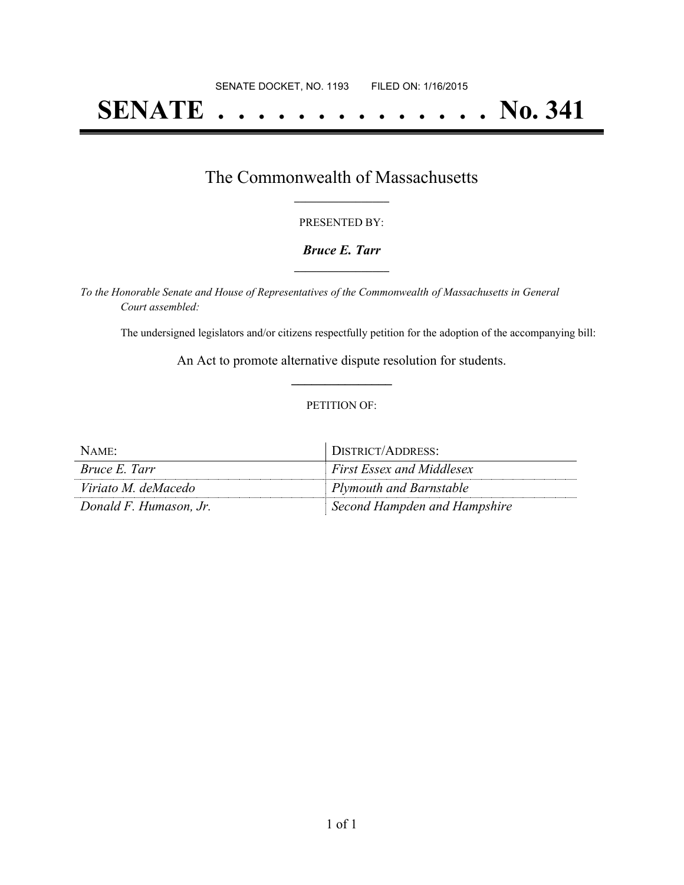SENATE DOCKET, NO. 1193        FILED ON: 1/16/2015

# SENATE . . . . . . . . . . . . . . No. 341

## The Commonwealth of Massachusetts

PRESENTED BY:

***Bruce E. Tarr***

*To the Honorable Senate and House of Representatives of the Commonwealth of Massachusetts in General Court assembled:*

The undersigned legislators and/or citizens respectfully petition for the adoption of the accompanying bill:

An Act to promote alternative dispute resolution for students.

PETITION OF:

| NAME: | DISTRICT/ADDRESS: |
| --- | --- |
| *Bruce E. Tarr* | *First Essex and Middlesex* |
| *Viriato M. deMacedo* | *Plymouth and Barnstable* |
| *Donald F. Humason, Jr.* | *Second Hampden and Hampshire* |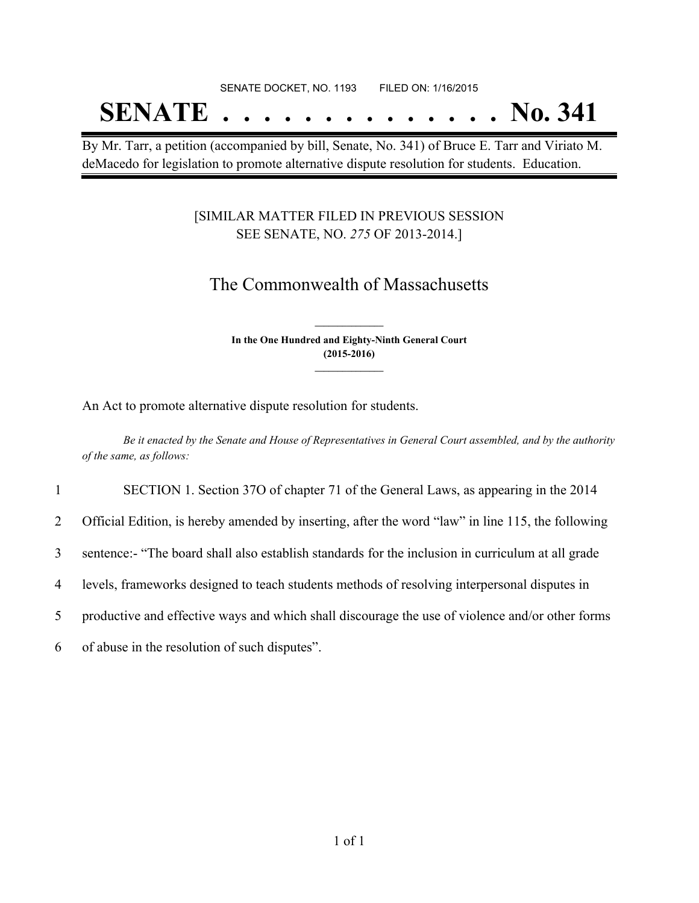SENATE DOCKET, NO. 1193 FILED ON: 1/16/2015

# SENATE . . . . . . . . . . . . . . No. 341

By Mr. Tarr, a petition (accompanied by bill, Senate, No. 341) of Bruce E. Tarr and Viriato M. deMacedo for legislation to promote alternative dispute resolution for students. Education.

[SIMILAR MATTER FILED IN PREVIOUS SESSION SEE SENATE, NO. *275* OF 2013-2014.]

## The Commonwealth of Massachusetts

**In the One Hundred and Eighty-Ninth General Court (2015-2016)**

An Act to promote alternative dispute resolution for students.

*Be it enacted by the Senate and House of Representatives in General Court assembled, and by the authority of the same, as follows:*

1 SECTION 1. Section 37O of chapter 71 of the General Laws, as appearing in the 2014
2 Official Edition, is hereby amended by inserting, after the word "law" in line 115, the following
3 sentence:- "The board shall also establish standards for the inclusion in curriculum at all grade
4 levels, frameworks designed to teach students methods of resolving interpersonal disputes in
5 productive and effective ways and which shall discourage the use of violence and/or other forms
6 of abuse in the resolution of such disputes".